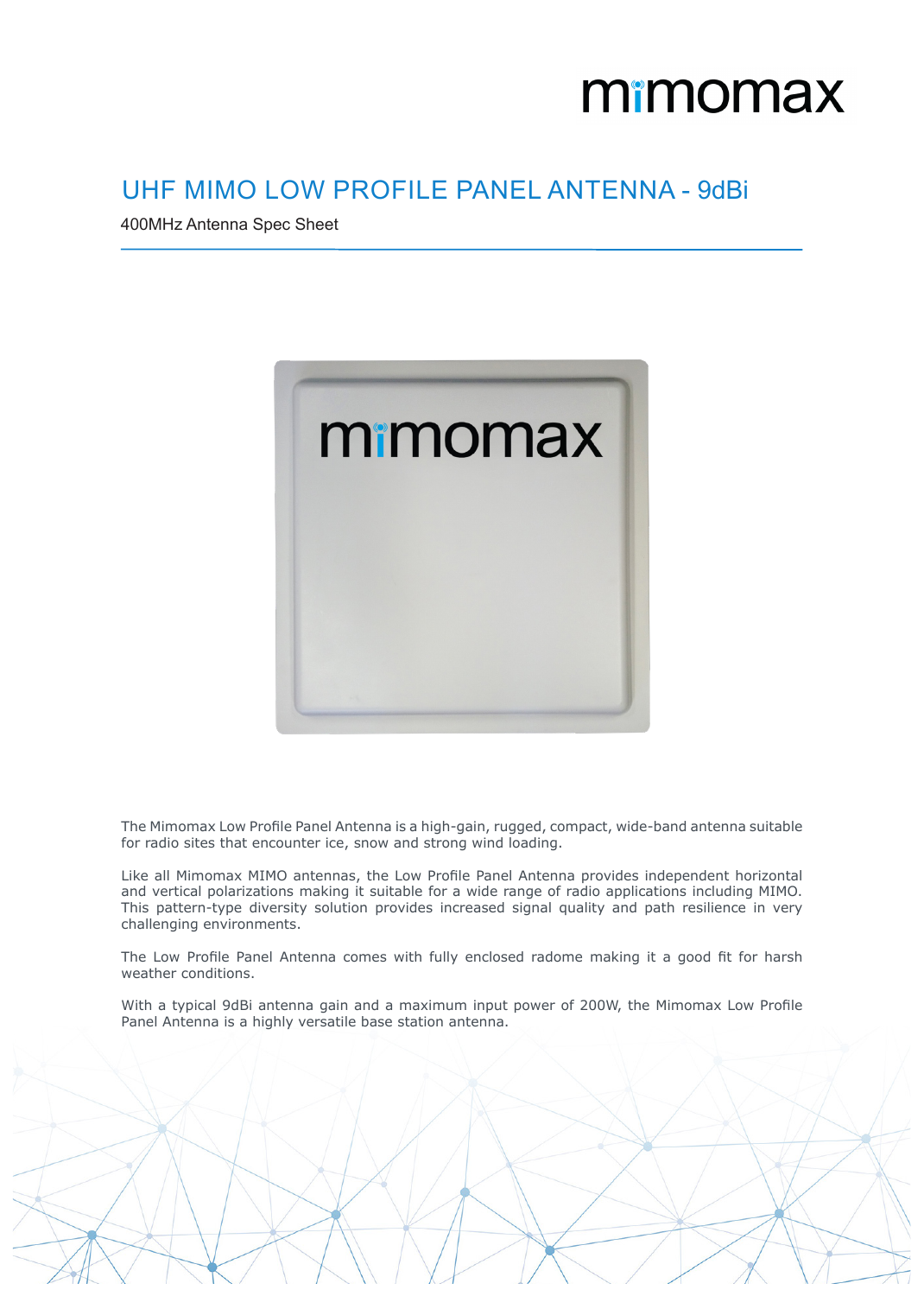# UHF MIMO LOW PROFILE PANEL ANTENNA - 9dBi

400MHz Antenna Spec Sheet

The Mimomax Low Profile Panel Antenna is a high-gain, rugged, compact, wide-band antenna suitable for radio sites that encounter ice, snow and strong wind loading.

Like all Mimomax MIMO antennas, the Low Profile Panel Antenna provides independent horizontal and vertical polarizations making it suitable for a wide range of radio applications including MIMO. This pattern-type diversity solution provides increased signal quality and path resilience in very challenging environments.

The Low Profile Panel Antenna comes with fully enclosed radome making it a good fit for harsh weather conditions.

With a typical 9dBi antenna gain and a maximum input power of 200W, the Mimomax Low Profile Panel Antenna is a highly versatile base station antenna.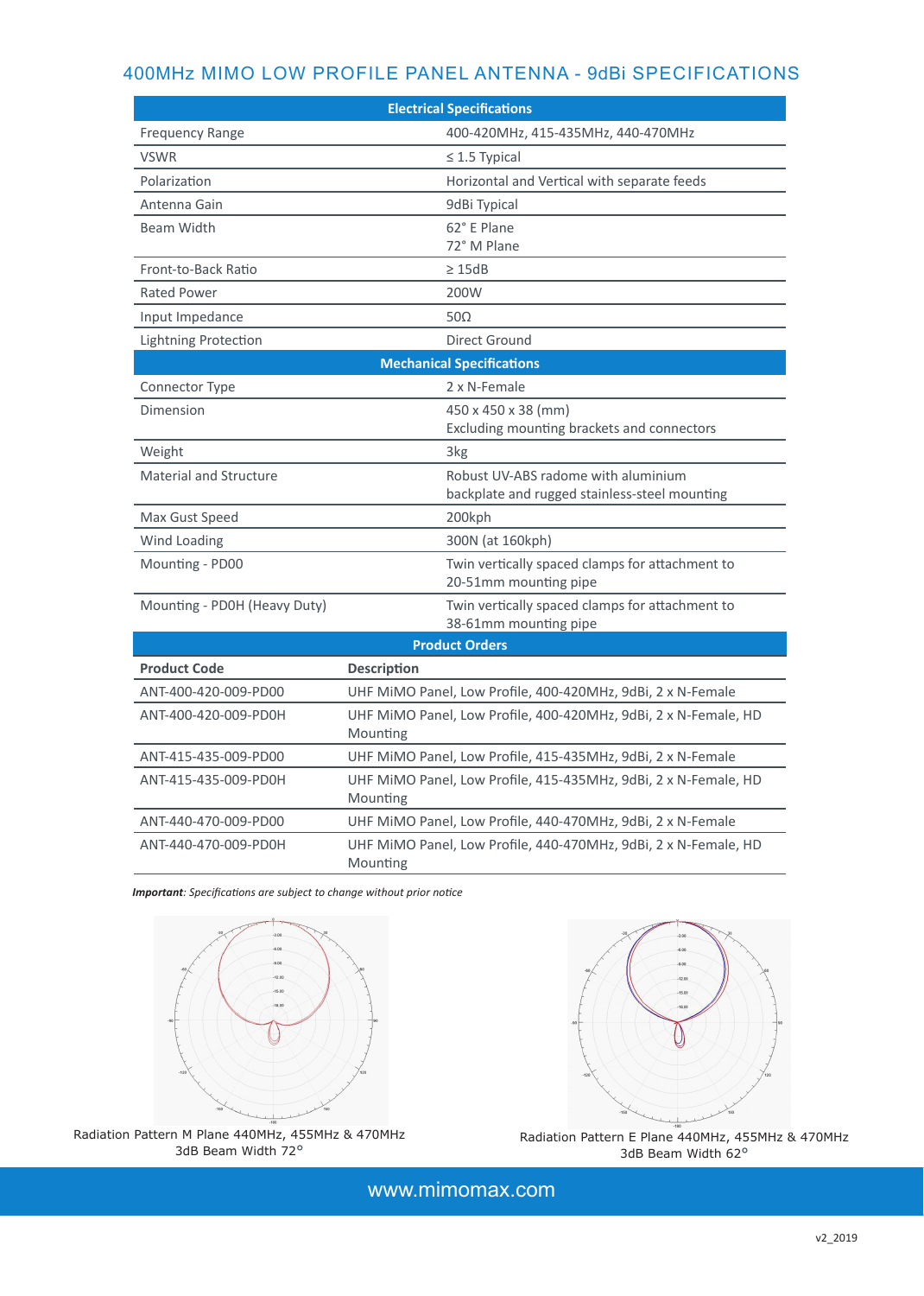# 400MHz MIMO LOW PROFILE PANEL ANTENNA - 9dBi SPECIFICATIONS

| Electrical Specifications | |
|---|---|
| Frequency Range | 400-420MHz, 415-435MHz, 440-470MHz |
| VSWR | ≤ 1.5 Typical |
| Polarization | Horizontal and Vertical with separate feeds |
| Antenna Gain | 9dBi Typical |
| Beam Width | 62° E Plane<br>72° M Plane |
| Front-to-Back Ratio | ≥ 15dB |
| Rated Power | 200W |
| Input Impedance | 50Ω |
| Lightning Protection | Direct Ground |
| **Mechanical Specifications** | |
| Connector Type | 2 x N-Female |
| Dimension | 450 x 450 x 38 (mm)<br>Excluding mounting brackets and connectors |
| Weight | 3kg |
| Material and Structure | Robust UV-ABS radome with aluminium backplate and rugged stainless-steel mounting |
| Max Gust Speed | 200kph |
| Wind Loading | 300N (at 160kph) |
| Mounting - PD00 | Twin vertically spaced clamps for attachment to 20-51mm mounting pipe |
| Mounting - PD0H (Heavy Duty) | Twin vertically spaced clamps for attachment to 38-61mm mounting pipe |

**Product Orders**

| Product Code | Description |
|---|---|
| ANT-400-420-009-PD00 | UHF MiMO Panel, Low Profile, 400-420MHz, 9dBi, 2 x N-Female |
| ANT-400-420-009-PD0H | UHF MiMO Panel, Low Profile, 400-420MHz, 9dBi, 2 x N-Female, HD Mounting |
| ANT-415-435-009-PD00 | UHF MiMO Panel, Low Profile, 415-435MHz, 9dBi, 2 x N-Female |
| ANT-415-435-009-PD0H | UHF MiMO Panel, Low Profile, 415-435MHz, 9dBi, 2 x N-Female, HD Mounting |
| ANT-440-470-009-PD00 | UHF MiMO Panel, Low Profile, 440-470MHz, 9dBi, 2 x N-Female |
| ANT-440-470-009-PD0H | UHF MiMO Panel, Low Profile, 440-470MHz, 9dBi, 2 x N-Female, HD Mounting |

***Important**: Specifications are subject to change without prior notice*

Radiation Pattern M Plane 440MHz, 455MHz & 470MHz
3dB Beam Width 72°

Radiation Pattern E Plane 440MHz, 455MHz & 470MHz
3dB Beam Width 62°

www.mimomax.com

v2_2019